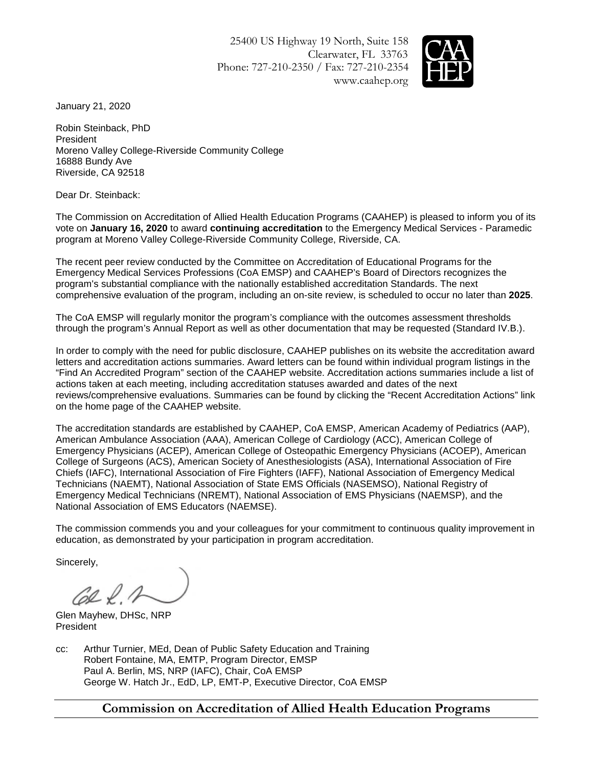25400 US Highway 19 North, Suite 158
Clearwater, FL 33763
Phone: 727-210-2350 / Fax: 727-210-2354
www.caahep.org

January 21, 2020

Robin Steinback, PhD
President
Moreno Valley College-Riverside Community College
16888 Bundy Ave
Riverside, CA 92518

Dear Dr. Steinback:

The Commission on Accreditation of Allied Health Education Programs (CAAHEP) is pleased to inform you of its vote on **January 16, 2020** to award **continuing accreditation** to the Emergency Medical Services - Paramedic program at Moreno Valley College-Riverside Community College, Riverside, CA.

The recent peer review conducted by the Committee on Accreditation of Educational Programs for the Emergency Medical Services Professions (CoA EMSP) and CAAHEP's Board of Directors recognizes the program's substantial compliance with the nationally established accreditation Standards. The next comprehensive evaluation of the program, including an on-site review, is scheduled to occur no later than **2025**.

The CoA EMSP will regularly monitor the program's compliance with the outcomes assessment thresholds through the program's Annual Report as well as other documentation that may be requested (Standard IV.B.).

In order to comply with the need for public disclosure, CAAHEP publishes on its website the accreditation award letters and accreditation actions summaries. Award letters can be found within individual program listings in the "Find An Accredited Program" section of the CAAHEP website. Accreditation actions summaries include a list of actions taken at each meeting, including accreditation statuses awarded and dates of the next reviews/comprehensive evaluations. Summaries can be found by clicking the "Recent Accreditation Actions" link on the home page of the CAAHEP website.

The accreditation standards are established by CAAHEP, CoA EMSP, American Academy of Pediatrics (AAP), American Ambulance Association (AAA), American College of Cardiology (ACC), American College of Emergency Physicians (ACEP), American College of Osteopathic Emergency Physicians (ACOEP), American College of Surgeons (ACS), American Society of Anesthesiologists (ASA), International Association of Fire Chiefs (IAFC), International Association of Fire Fighters (IAFF), National Association of Emergency Medical Technicians (NAEMT), National Association of State EMS Officials (NASEMSO), National Registry of Emergency Medical Technicians (NREMT), National Association of EMS Physicians (NAEMSP), and the National Association of EMS Educators (NAEMSE).

The commission commends you and your colleagues for your commitment to continuous quality improvement in education, as demonstrated by your participation in program accreditation.

Sincerely,

Glen Mayhew, DHSc, NRP
President

cc: Arthur Turnier, MEd, Dean of Public Safety Education and Training
Robert Fontaine, MA, EMTP, Program Director, EMSP
Paul A. Berlin, MS, NRP (IAFC), Chair, CoA EMSP
George W. Hatch Jr., EdD, LP, EMT-P, Executive Director, CoA EMSP

**Commission on Accreditation of Allied Health Education Programs**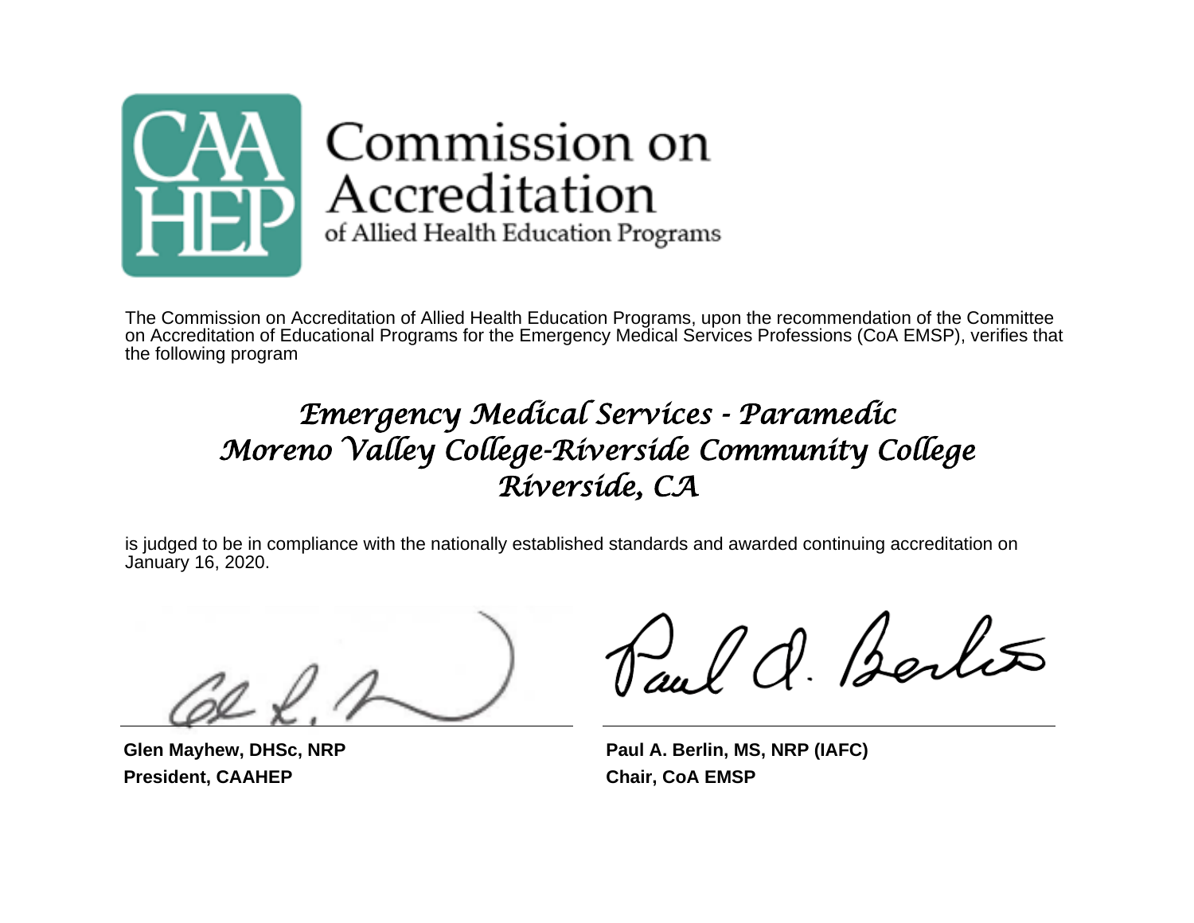# Commission on Accreditation of Allied Health Education Programs

The Commission on Accreditation of Allied Health Education Programs, upon the recommendation of the Committee on Accreditation of Educational Programs for the Emergency Medical Services Professions (CoA EMSP), verifies that the following program

*Emergency Medical Services - Paramedic*
*Moreno Valley College-Riverside Community College*
*Riverside, CA*

is judged to be in compliance with the nationally established standards and awarded continuing accreditation on January 16, 2020.

**Glen Mayhew, DHSc, NRP**
**President, CAAHEP**

**Paul A. Berlin, MS, NRP (IAFC)**
**Chair, CoA EMSP**